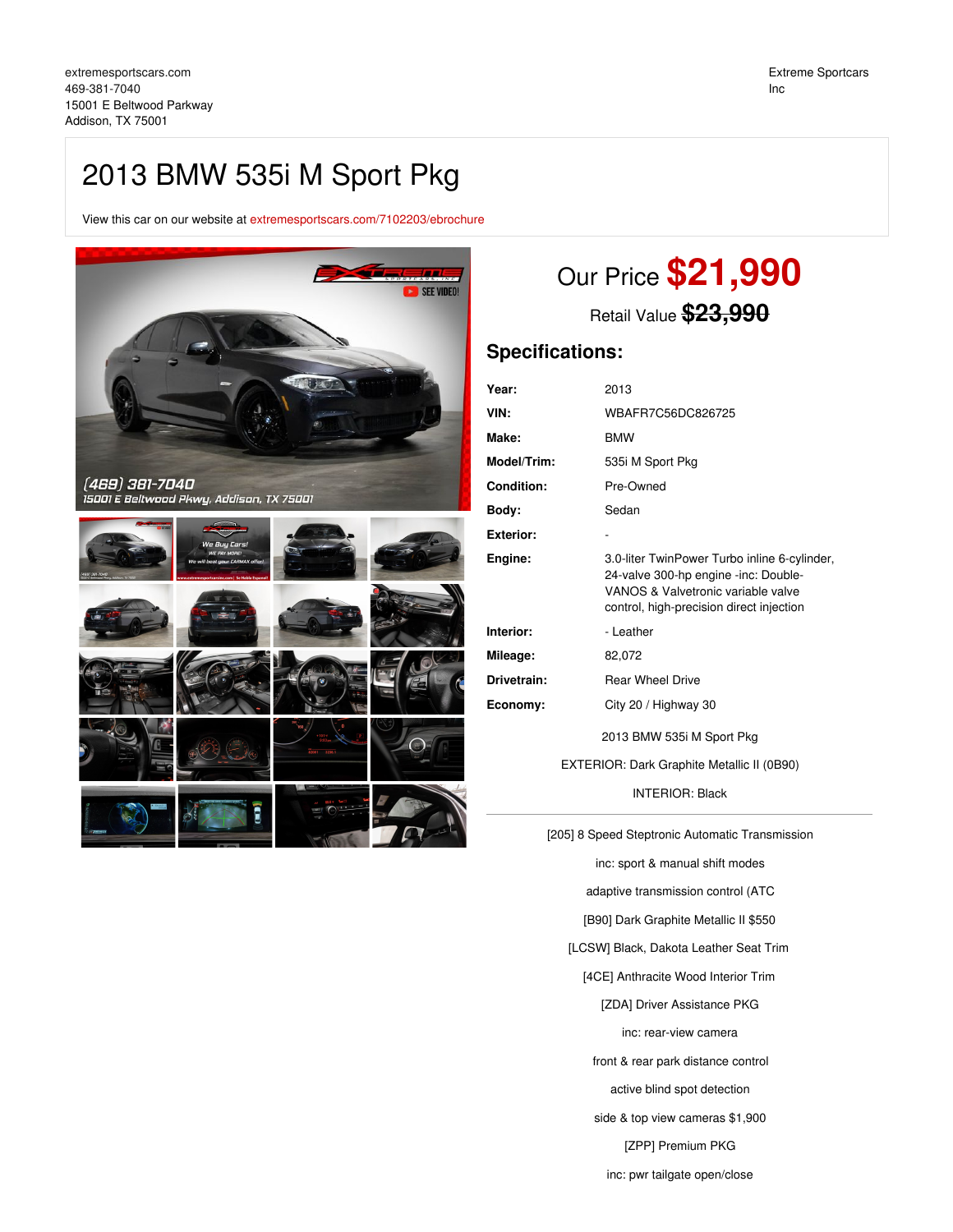extremesportscars.com
469-381-7040
15001 E Beltwood Parkway
Addison, TX 75001

Extreme Sportcars Inc

# 2013 BMW 535i M Sport Pkg

View this car on our website at extremesportscars.com/7102203/ebrochure

## Our Price **$21,990**

Retail Value ~~$23,990~~

## Specifications:

| | |
|---|---|
| **Year:** | 2013 |
| **VIN:** | WBAFR7C56DC826725 |
| **Make:** | BMW |
| **Model/Trim:** | 535i M Sport Pkg |
| **Condition:** | Pre-Owned |
| **Body:** | Sedan |
| **Exterior:** | - |
| **Engine:** | 3.0-liter TwinPower Turbo inline 6-cylinder, 24-valve 300-hp engine -inc: Double-VANOS & Valvetronic variable valve control, high-precision direct injection |
| **Interior:** | - Leather |
| **Mileage:** | 82,072 |
| **Drivetrain:** | Rear Wheel Drive |
| **Economy:** | City 20 / Highway 30 |

2013 BMW 535i M Sport Pkg

EXTERIOR: Dark Graphite Metallic II (0B90)

INTERIOR: Black

---

[205] 8 Speed Steptronic Automatic Transmission

inc: sport & manual shift modes

adaptive transmission control (ATC

[B90] Dark Graphite Metallic II $550

[LCSW] Black, Dakota Leather Seat Trim

[4CE] Anthracite Wood Interior Trim

[ZDA] Driver Assistance PKG

inc: rear-view camera

front & rear park distance control

active blind spot detection

side & top view cameras $1,900

[ZPP] Premium PKG

inc: pwr tailgate open/close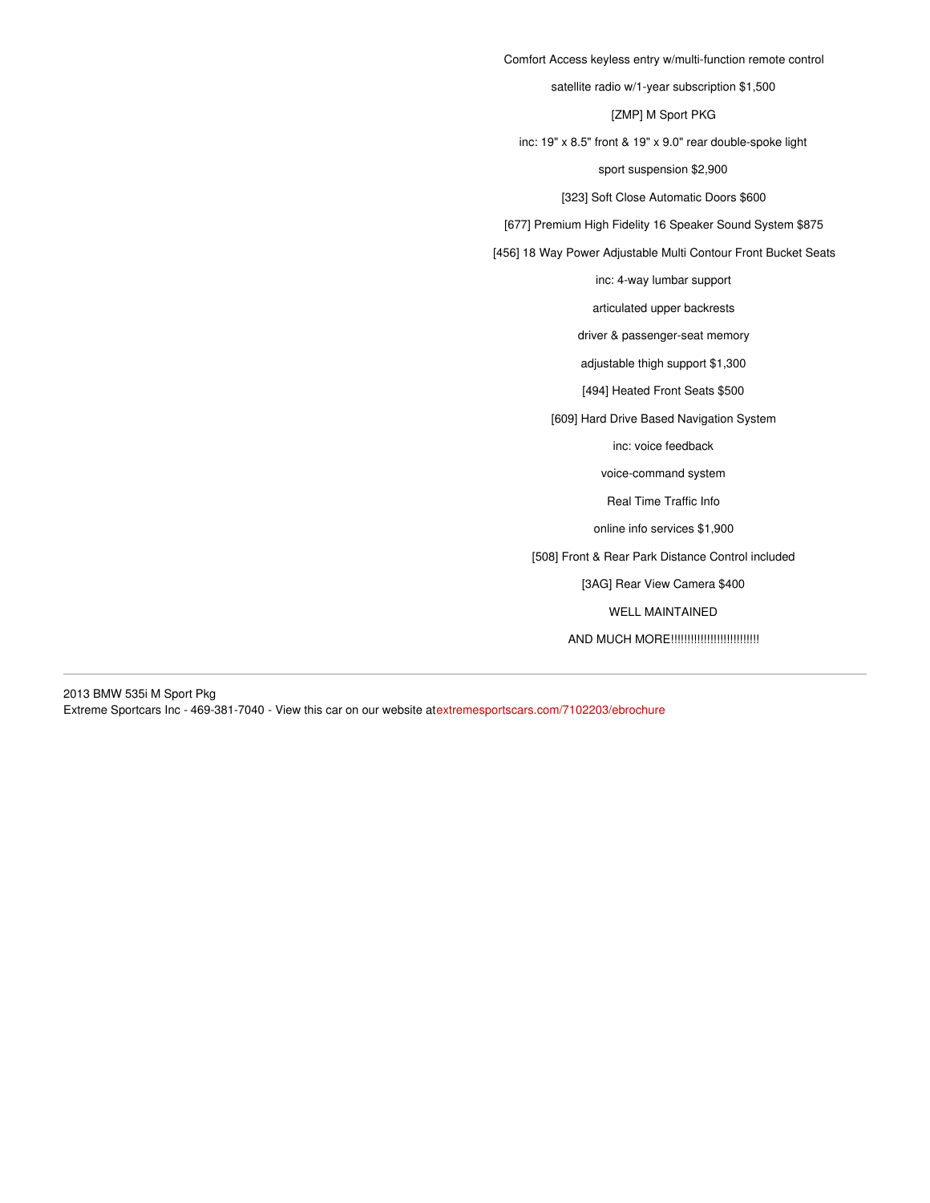Comfort Access keyless entry w/multi-function remote control

satellite radio w/1-year subscription $1,500

[ZMP] M Sport PKG

inc: 19" x 8.5" front & 19" x 9.0" rear double-spoke light

sport suspension $2,900

[323] Soft Close Automatic Doors $600

[677] Premium High Fidelity 16 Speaker Sound System $875

[456] 18 Way Power Adjustable Multi Contour Front Bucket Seats

inc: 4-way lumbar support

articulated upper backrests

driver & passenger-seat memory

adjustable thigh support $1,300

[494] Heated Front Seats $500

[609] Hard Drive Based Navigation System

inc: voice feedback

voice-command system

Real Time Traffic Info

online info services $1,900

[508] Front & Rear Park Distance Control included

[3AG] Rear View Camera $400

WELL MAINTAINED

AND MUCH MORE!!!!!!!!!!!!!!!!!!!!!!!!!!

---

2013 BMW 535i M Sport Pkg
Extreme Sportcars Inc - 469-381-7040 - View this car on our website at extremesportscars.com/7102203/ebrochure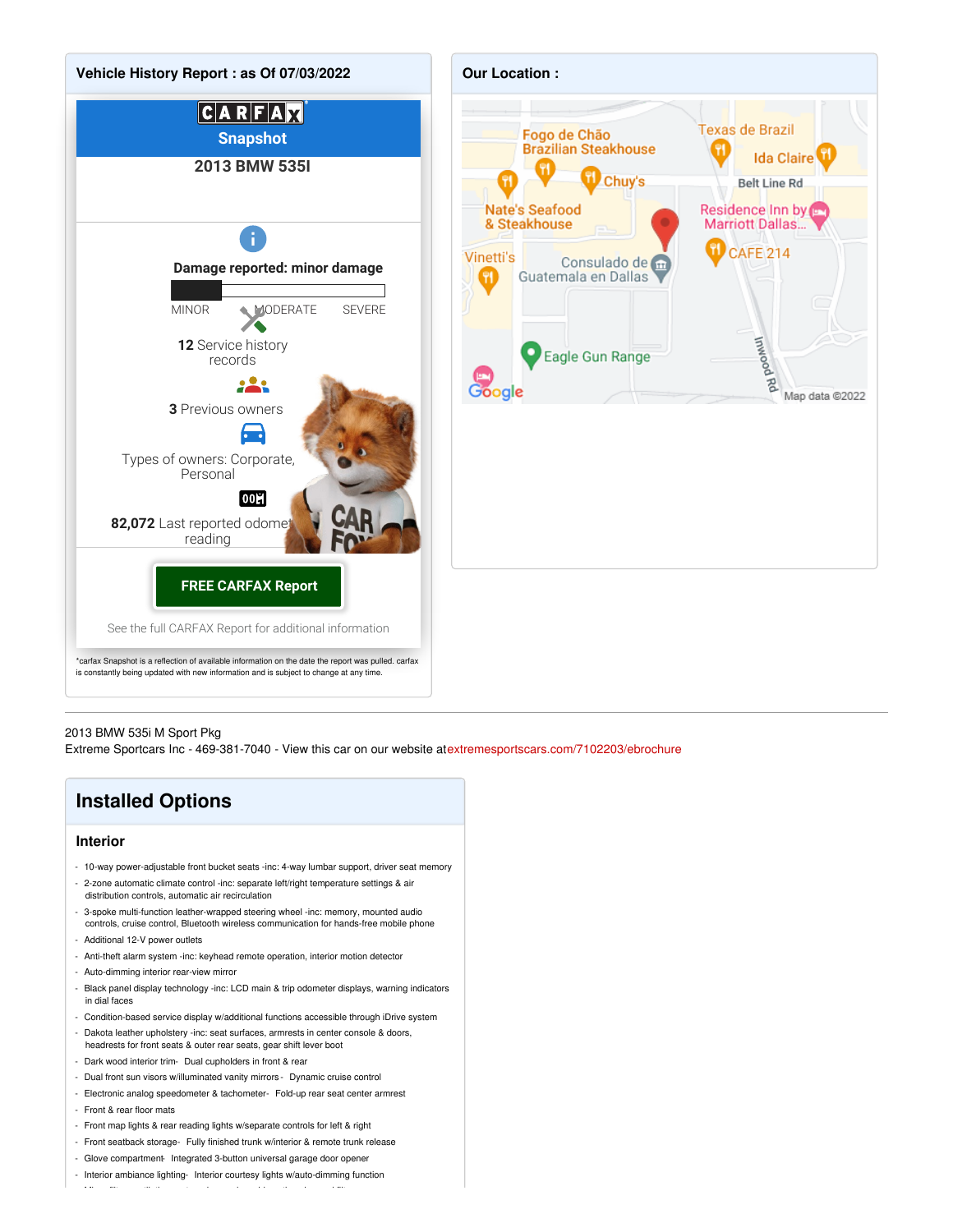## Vehicle History Report : as Of 07/03/2022

**CARFAX Snapshot**

**2013 BMW 535I**

**Damage reported: minor damage**

MINOR MODERATE SEVERE

**12** Service history records

**3** Previous owners

Types of owners: Corporate, Personal

**82,072** Last reported odometer reading

**FREE CARFAX Report**

See the full CARFAX Report for additional information

*carfax Snapshot is a reflection of available information on the date the report was pulled. carfax is constantly being updated with new information and is subject to change at any time.

## Our Location :

Fogo de Chão Brazilian Steakhouse, Texas de Brazil, Ida Claire, Chuy's, Belt Line Rd, Nate's Seafood & Steakhouse, Residence Inn by Marriott Dallas..., CAFE 214, Vinetti's, Consulado de Guatemala en Dallas, Eagle Gun Range, Inwood Rd, Google, Map data ©2022

---

2013 BMW 535i M Sport Pkg
Extreme Sportcars Inc - 469-381-7040 - View this car on our website atextremesportscars.com/7102203/ebrochure

## Installed Options

### Interior

- 10-way power-adjustable front bucket seats -inc: 4-way lumbar support, driver seat memory
- 2-zone automatic climate control -inc: separate left/right temperature settings & air distribution controls, automatic air recirculation
- 3-spoke multi-function leather-wrapped steering wheel -inc: memory, mounted audio controls, cruise control, Bluetooth wireless communication for hands-free mobile phone
- Additional 12-V power outlets
- Anti-theft alarm system -inc: keyhead remote operation, interior motion detector
- Auto-dimming interior rear-view mirror
- Black panel display technology -inc: LCD main & trip odometer displays, warning indicators in dial faces
- Condition-based service display w/additional functions accessible through iDrive system
- Dakota leather upholstery -inc: seat surfaces, armrests in center console & doors, headrests for front seats & outer rear seats, gear shift lever boot
- Dark wood interior trim- Dual cupholders in front & rear
- Dual front sun visors w/illuminated vanity mirrors- Dynamic cruise control
- Electronic analog speedometer & tachometer- Fold-up rear seat center armrest
- Front & rear floor mats
- Front map lights & rear reading lights w/separate controls for left & right
- Front seatback storage- Fully finished trunk w/interior & remote trunk release
- Glove compartment- Integrated 3-button universal garage door opener
- Interior ambiance lighting- Interior courtesy lights w/auto-dimming function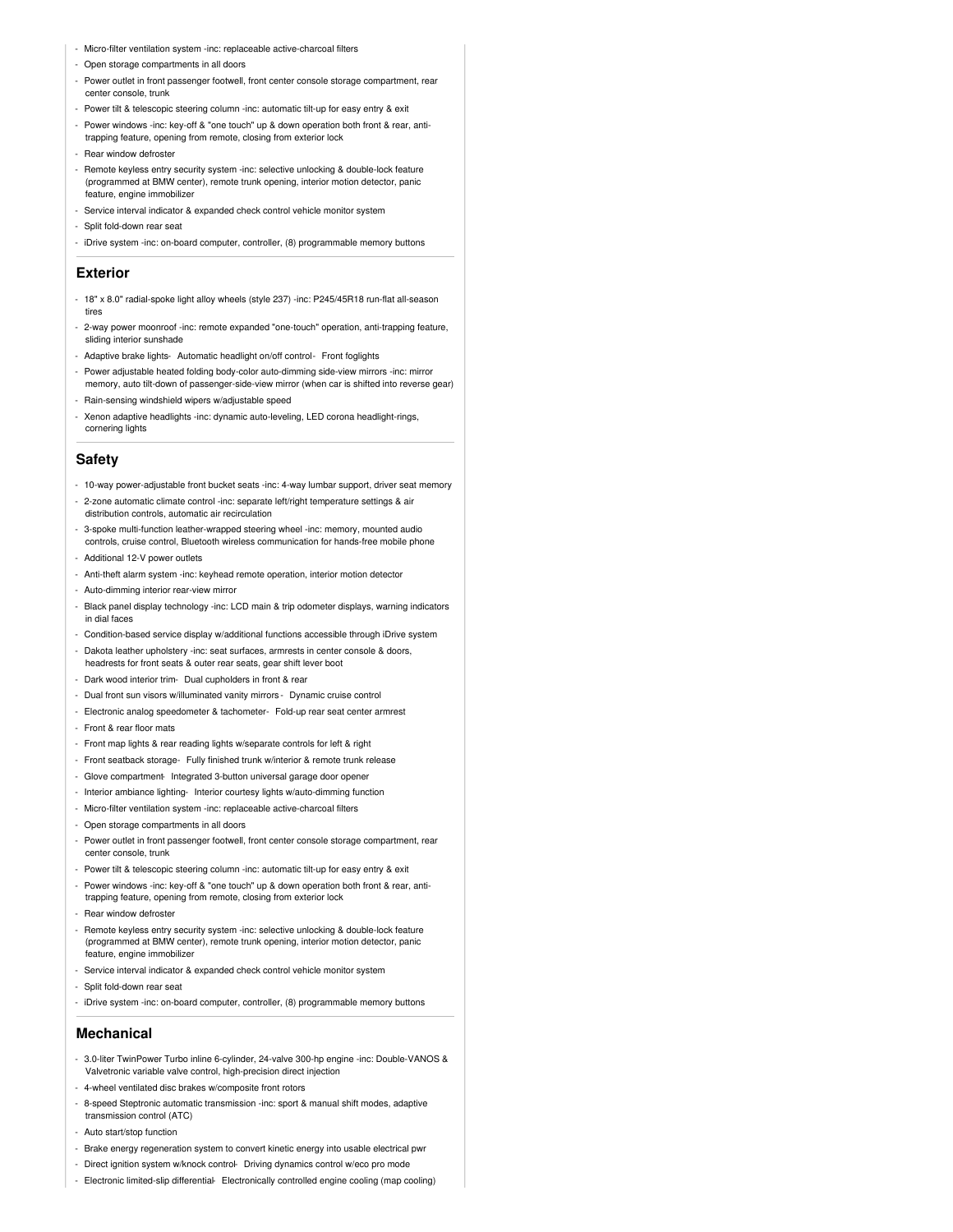- Micro-filter ventilation system -inc: replaceable active-charcoal filters
- Open storage compartments in all doors
- Power outlet in front passenger footwell, front center console storage compartment, rear center console, trunk
- Power tilt & telescopic steering column -inc: automatic tilt-up for easy entry & exit
- Power windows -inc: key-off & "one touch" up & down operation both front & rear, anti-trapping feature, opening from remote, closing from exterior lock
- Rear window defroster
- Remote keyless entry security system -inc: selective unlocking & double-lock feature (programmed at BMW center), remote trunk opening, interior motion detector, panic feature, engine immobilizer
- Service interval indicator & expanded check control vehicle monitor system
- Split fold-down rear seat
- iDrive system -inc: on-board computer, controller, (8) programmable memory buttons

## Exterior

- 18" x 8.0" radial-spoke light alloy wheels (style 237) -inc: P245/45R18 run-flat all-season tires
- 2-way power moonroof -inc: remote expanded "one-touch" operation, anti-trapping feature, sliding interior sunshade
- Adaptive brake lights- Automatic headlight on/off control- Front foglights
- Power adjustable heated folding body-color auto-dimming side-view mirrors -inc: mirror memory, auto tilt-down of passenger-side-view mirror (when car is shifted into reverse gear)
- Rain-sensing windshield wipers w/adjustable speed
- Xenon adaptive headlights -inc: dynamic auto-leveling, LED corona headlight-rings, cornering lights

## Safety

- 10-way power-adjustable front bucket seats -inc: 4-way lumbar support, driver seat memory
- 2-zone automatic climate control -inc: separate left/right temperature settings & air distribution controls, automatic air recirculation
- 3-spoke multi-function leather-wrapped steering wheel -inc: memory, mounted audio controls, cruise control, Bluetooth wireless communication for hands-free mobile phone
- Additional 12-V power outlets
- Anti-theft alarm system -inc: keyhead remote operation, interior motion detector
- Auto-dimming interior rear-view mirror
- Black panel display technology -inc: LCD main & trip odometer displays, warning indicators in dial faces
- Condition-based service display w/additional functions accessible through iDrive system
- Dakota leather upholstery -inc: seat surfaces, armrests in center console & doors, headrests for front seats & outer rear seats, gear shift lever boot
- Dark wood interior trim- Dual cupholders in front & rear
- Dual front sun visors w/illuminated vanity mirrors - Dynamic cruise control
- Electronic analog speedometer & tachometer- Fold-up rear seat center armrest
- Front & rear floor mats
- Front map lights & rear reading lights w/separate controls for left & right
- Front seatback storage- Fully finished trunk w/interior & remote trunk release
- Glove compartment- Integrated 3-button universal garage door opener
- Interior ambiance lighting- Interior courtesy lights w/auto-dimming function
- Micro-filter ventilation system -inc: replaceable active-charcoal filters
- Open storage compartments in all doors
- Power outlet in front passenger footwell, front center console storage compartment, rear center console, trunk
- Power tilt & telescopic steering column -inc: automatic tilt-up for easy entry & exit
- Power windows -inc: key-off & "one touch" up & down operation both front & rear, anti-trapping feature, opening from remote, closing from exterior lock
- Rear window defroster
- Remote keyless entry security system -inc: selective unlocking & double-lock feature (programmed at BMW center), remote trunk opening, interior motion detector, panic feature, engine immobilizer
- Service interval indicator & expanded check control vehicle monitor system
- Split fold-down rear seat
- iDrive system -inc: on-board computer, controller, (8) programmable memory buttons

## Mechanical

- 3.0-liter TwinPower Turbo inline 6-cylinder, 24-valve 300-hp engine -inc: Double-VANOS & Valvetronic variable valve control, high-precision direct injection
- 4-wheel ventilated disc brakes w/composite front rotors
- 8-speed Steptronic automatic transmission -inc: sport & manual shift modes, adaptive transmission control (ATC)
- Auto start/stop function
- Brake energy regeneration system to convert kinetic energy into usable electrical pwr
- Direct ignition system w/knock control- Driving dynamics control w/eco pro mode
- Electronic limited-slip differential- Electronically controlled engine cooling (map cooling)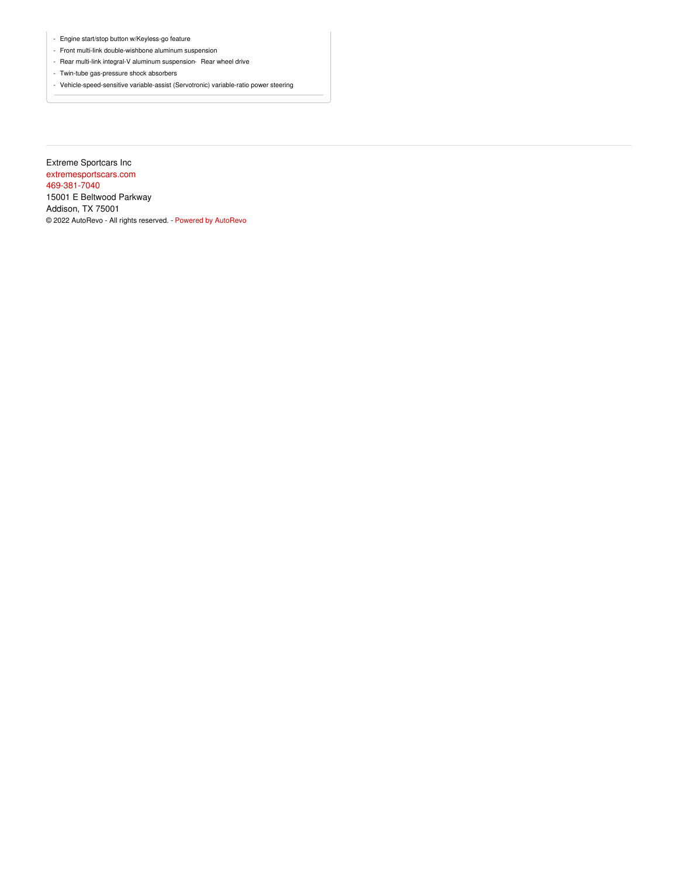- Engine start/stop button w/Keyless-go feature
- Front multi-link double-wishbone aluminum suspension
- Rear multi-link integral-V aluminum suspension- Rear wheel drive
- Twin-tube gas-pressure shock absorbers
- Vehicle-speed-sensitive variable-assist (Servotronic) variable-ratio power steering

---

Extreme Sportcars Inc
extremesportscars.com
469-381-7040
15001 E Beltwood Parkway
Addison, TX 75001
© 2022 AutoRevo - All rights reserved. - Powered by AutoRevo